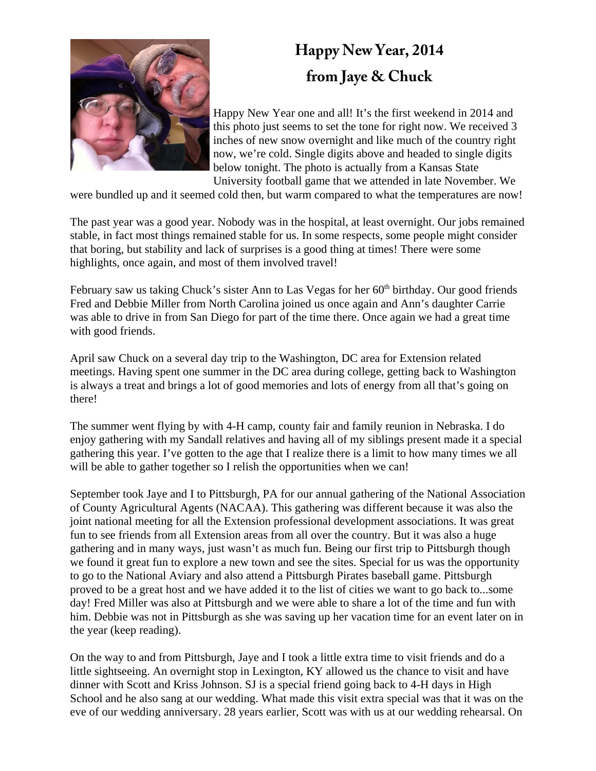# Happy New Year, 2014
# from Jaye & Chuck

Happy New Year one and all! It's the first weekend in 2014 and this photo just seems to set the tone for right now. We received 3 inches of new snow overnight and like much of the country right now, we're cold. Single digits above and headed to single digits below tonight. The photo is actually from a Kansas State University football game that we attended in late November. We were bundled up and it seemed cold then, but warm compared to what the temperatures are now!

The past year was a good year. Nobody was in the hospital, at least overnight. Our jobs remained stable, in fact most things remained stable for us. In some respects, some people might consider that boring, but stability and lack of surprises is a good thing at times! There were some highlights, once again, and most of them involved travel!

February saw us taking Chuck's sister Ann to Las Vegas for her 60th birthday. Our good friends Fred and Debbie Miller from North Carolina joined us once again and Ann's daughter Carrie was able to drive in from San Diego for part of the time there. Once again we had a great time with good friends.

April saw Chuck on a several day trip to the Washington, DC area for Extension related meetings. Having spent one summer in the DC area during college, getting back to Washington is always a treat and brings a lot of good memories and lots of energy from all that's going on there!

The summer went flying by with 4-H camp, county fair and family reunion in Nebraska. I do enjoy gathering with my Sandall relatives and having all of my siblings present made it a special gathering this year. I've gotten to the age that I realize there is a limit to how many times we all will be able to gather together so I relish the opportunities when we can!

September took Jaye and I to Pittsburgh, PA for our annual gathering of the National Association of County Agricultural Agents (NACAA). This gathering was different because it was also the joint national meeting for all the Extension professional development associations. It was great fun to see friends from all Extension areas from all over the country. But it was also a huge gathering and in many ways, just wasn't as much fun. Being our first trip to Pittsburgh though we found it great fun to explore a new town and see the sites. Special for us was the opportunity to go to the National Aviary and also attend a Pittsburgh Pirates baseball game. Pittsburgh proved to be a great host and we have added it to the list of cities we want to go back to...some day! Fred Miller was also at Pittsburgh and we were able to share a lot of the time and fun with him. Debbie was not in Pittsburgh as she was saving up her vacation time for an event later on in the year (keep reading).

On the way to and from Pittsburgh, Jaye and I took a little extra time to visit friends and do a little sightseeing. An overnight stop in Lexington, KY allowed us the chance to visit and have dinner with Scott and Kriss Johnson. SJ is a special friend going back to 4-H days in High School and he also sang at our wedding. What made this visit extra special was that it was on the eve of our wedding anniversary. 28 years earlier, Scott was with us at our wedding rehearsal. On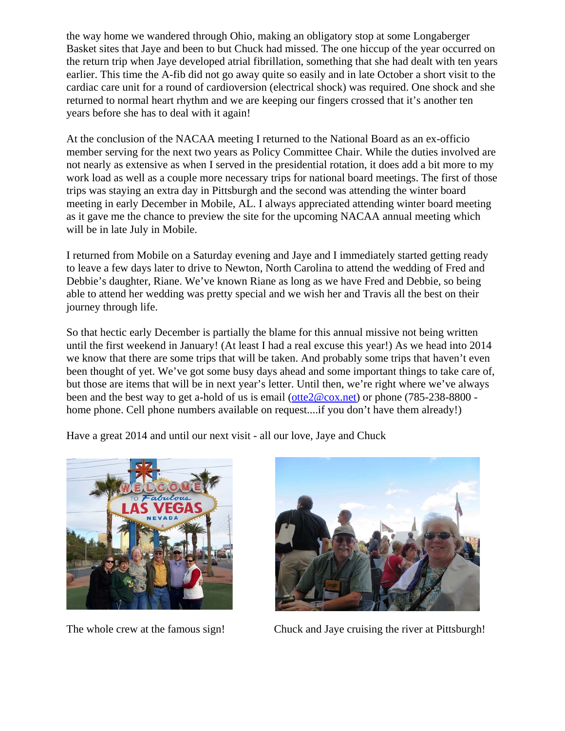the way home we wandered through Ohio, making an obligatory stop at some Longaberger Basket sites that Jaye and been to but Chuck had missed. The one hiccup of the year occurred on the return trip when Jaye developed atrial fibrillation, something that she had dealt with ten years earlier. This time the A-fib did not go away quite so easily and in late October a short visit to the cardiac care unit for a round of cardioversion (electrical shock) was required. One shock and she returned to normal heart rhythm and we are keeping our fingers crossed that it's another ten years before she has to deal with it again!

At the conclusion of the NACAA meeting I returned to the National Board as an ex-officio member serving for the next two years as Policy Committee Chair. While the duties involved are not nearly as extensive as when I served in the presidential rotation, it does add a bit more to my work load as well as a couple more necessary trips for national board meetings. The first of those trips was staying an extra day in Pittsburgh and the second was attending the winter board meeting in early December in Mobile, AL. I always appreciated attending winter board meeting as it gave me the chance to preview the site for the upcoming NACAA annual meeting which will be in late July in Mobile.

I returned from Mobile on a Saturday evening and Jaye and I immediately started getting ready to leave a few days later to drive to Newton, North Carolina to attend the wedding of Fred and Debbie's daughter, Riane. We've known Riane as long as we have Fred and Debbie, so being able to attend her wedding was pretty special and we wish her and Travis all the best on their journey through life.

So that hectic early December is partially the blame for this annual missive not being written until the first weekend in January! (At least I had a real excuse this year!) As we head into 2014 we know that there are some trips that will be taken. And probably some trips that haven't even been thought of yet. We've got some busy days ahead and some important things to take care of, but those are items that will be in next year's letter. Until then, we're right where we've always been and the best way to get a-hold of us is email (otte2@cox.net) or phone (785-238-8800 - home phone. Cell phone numbers available on request....if you don't have them already!)

Have a great 2014 and until our next visit - all our love, Jaye and Chuck

The whole crew at the famous sign!

Chuck and Jaye cruising the river at Pittsburgh!